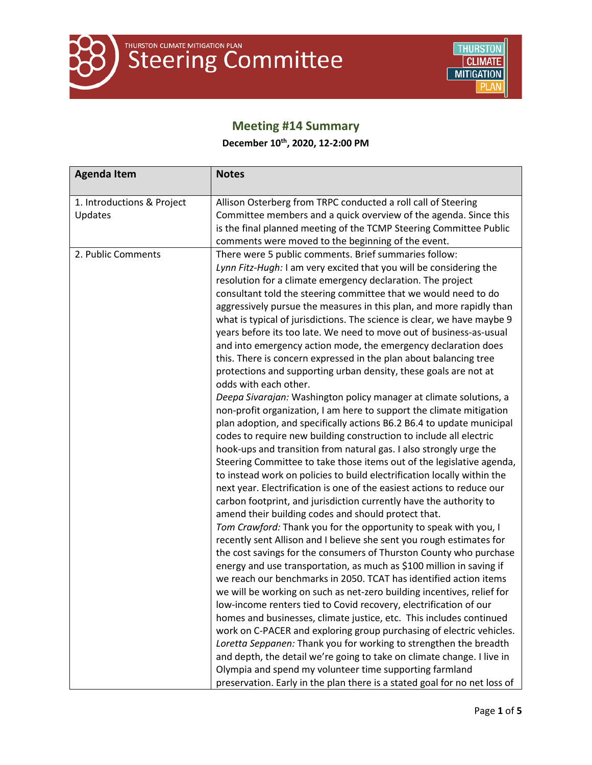THURSTON CLIMATE MITIGATION PLAN

# Steering Committee

## Meeting #14 Summary

**December 10th, 2020, 12-2:00 PM**

| Agenda Item | Notes |
|---|---|
| 1. Introductions & Project Updates | Allison Osterberg from TRPC conducted a roll call of Steering Committee members and a quick overview of the agenda. Since this is the final planned meeting of the TCMP Steering Committee Public comments were moved to the beginning of the event. |
| 2. Public Comments | There were 5 public comments. Brief summaries follow:<br>*Lynn Fitz-Hugh:* I am very excited that you will be considering the resolution for a climate emergency declaration. The project consultant told the steering committee that we would need to do aggressively pursue the measures in this plan, and more rapidly than what is typical of jurisdictions. The science is clear, we have maybe 9 years before its too late. We need to move out of business-as-usual and into emergency action mode, the emergency declaration does this. There is concern expressed in the plan about balancing tree protections and supporting urban density, these goals are not at odds with each other.<br>*Deepa Sivarajan:* Washington policy manager at climate solutions, a non-profit organization, I am here to support the climate mitigation plan adoption, and specifically actions B6.2 B6.4 to update municipal codes to require new building construction to include all electric hook-ups and transition from natural gas. I also strongly urge the Steering Committee to take those items out of the legislative agenda, to instead work on policies to build electrification locally within the next year. Electrification is one of the easiest actions to reduce our carbon footprint, and jurisdiction currently have the authority to amend their building codes and should protect that.<br>*Tom Crawford:* Thank you for the opportunity to speak with you, I recently sent Allison and I believe she sent you rough estimates for the cost savings for the consumers of Thurston County who purchase energy and use transportation, as much as $100 million in saving if we reach our benchmarks in 2050. TCAT has identified action items we will be working on such as net-zero building incentives, relief for low-income renters tied to Covid recovery, electrification of our homes and businesses, climate justice, etc. This includes continued work on C-PACER and exploring group purchasing of electric vehicles.<br>*Loretta Seppanen:* Thank you for working to strengthen the breadth and depth, the detail we're going to take on climate change. I live in Olympia and spend my volunteer time supporting farmland preservation. Early in the plan there is a stated goal for no net loss of |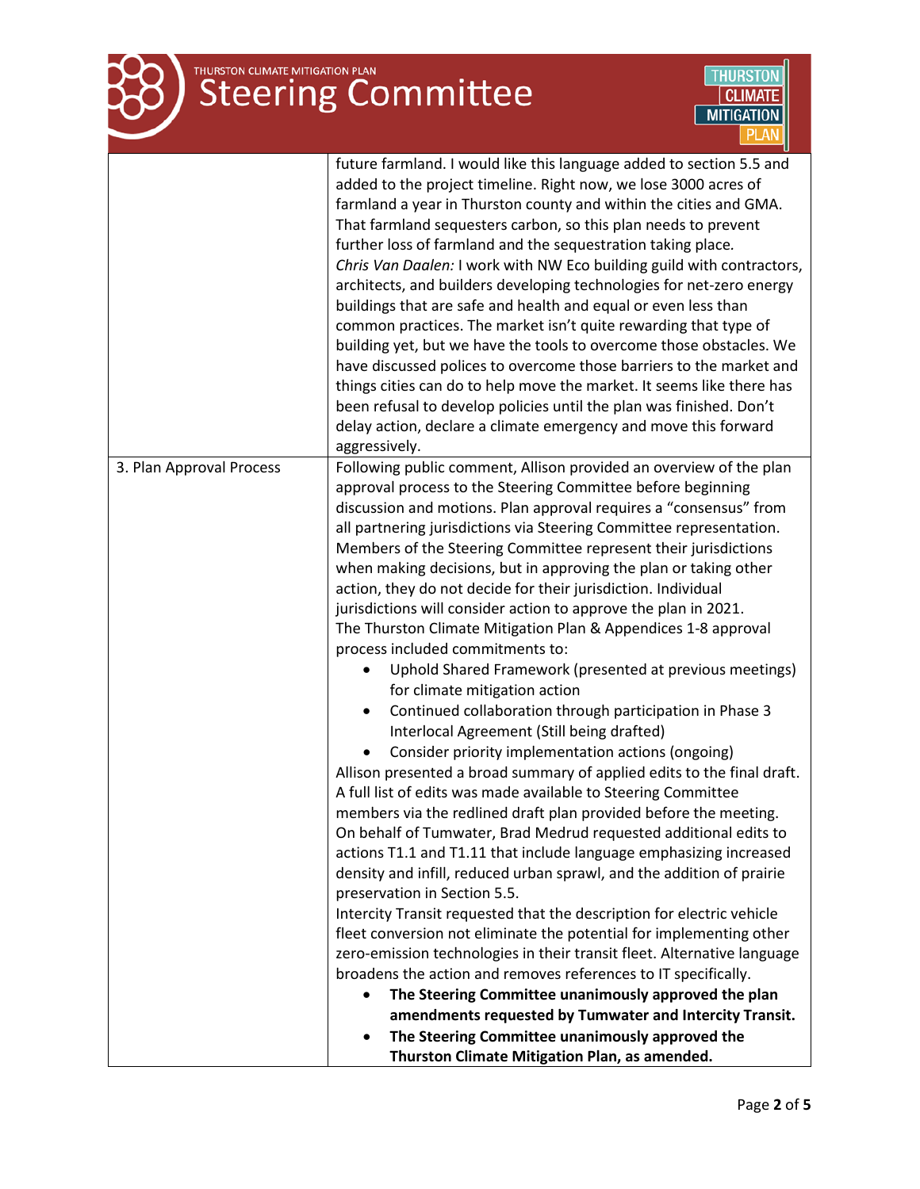| | |
|---|---|
| | future farmland. I would like this language added to section 5.5 and added to the project timeline. Right now, we lose 3000 acres of farmland a year in Thurston county and within the cities and GMA. That farmland sequesters carbon, so this plan needs to prevent further loss of farmland and the sequestration taking place.<br>*Chris Van Daalen:* I work with NW Eco building guild with contractors, architects, and builders developing technologies for net-zero energy buildings that are safe and health and equal or even less than common practices. The market isn't quite rewarding that type of building yet, but we have the tools to overcome those obstacles. We have discussed polices to overcome those barriers to the market and things cities can do to help move the market. It seems like there has been refusal to develop policies until the plan was finished. Don't delay action, declare a climate emergency and move this forward aggressively. |
| 3. Plan Approval Process | Following public comment, Allison provided an overview of the plan approval process to the Steering Committee before beginning discussion and motions. Plan approval requires a "consensus" from all partnering jurisdictions via Steering Committee representation. Members of the Steering Committee represent their jurisdictions when making decisions, but in approving the plan or taking other action, they do not decide for their jurisdiction. Individual jurisdictions will consider action to approve the plan in 2021.<br>The Thurston Climate Mitigation Plan & Appendices 1-8 approval process included commitments to:<br>• Uphold Shared Framework (presented at previous meetings) for climate mitigation action<br>• Continued collaboration through participation in Phase 3 Interlocal Agreement (Still being drafted)<br>• Consider priority implementation actions (ongoing)<br>Allison presented a broad summary of applied edits to the final draft. A full list of edits was made available to Steering Committee members via the redlined draft plan provided before the meeting.<br>On behalf of Tumwater, Brad Medrud requested additional edits to actions T1.1 and T1.11 that include language emphasizing increased density and infill, reduced urban sprawl, and the addition of prairie preservation in Section 5.5.<br>Intercity Transit requested that the description for electric vehicle fleet conversion not eliminate the potential for implementing other zero-emission technologies in their transit fleet. Alternative language broadens the action and removes references to IT specifically.<br>• **The Steering Committee unanimously approved the plan amendments requested by Tumwater and Intercity Transit.**<br>• **The Steering Committee unanimously approved the Thurston Climate Mitigation Plan, as amended.** |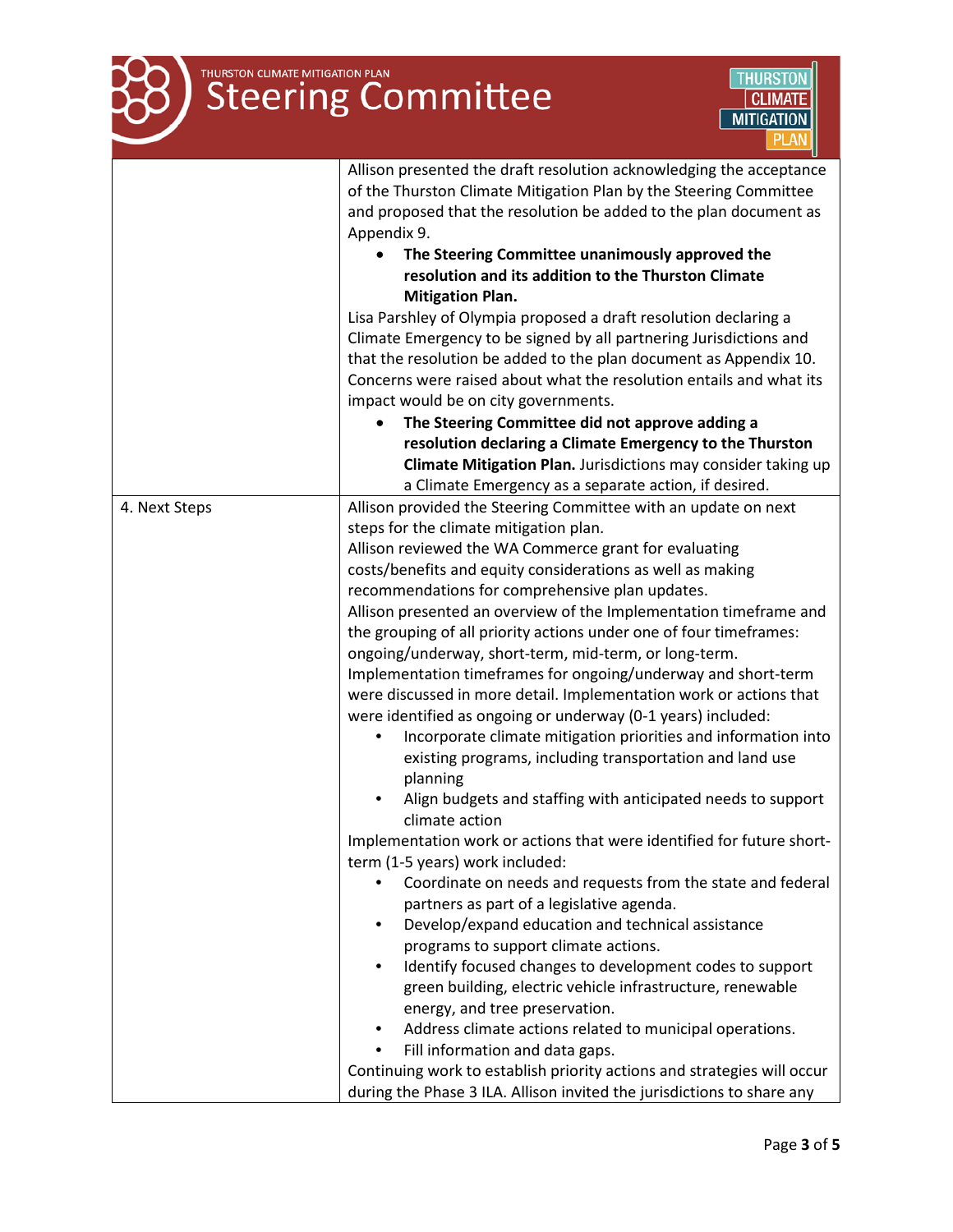| | |
|---|---|
| | Allison presented the draft resolution acknowledging the acceptance of the Thurston Climate Mitigation Plan by the Steering Committee and proposed that the resolution be added to the plan document as Appendix 9.<br>• **The Steering Committee unanimously approved the resolution and its addition to the Thurston Climate Mitigation Plan.**<br>Lisa Parshley of Olympia proposed a draft resolution declaring a Climate Emergency to be signed by all partnering Jurisdictions and that the resolution be added to the plan document as Appendix 10. Concerns were raised about what the resolution entails and what its impact would be on city governments.<br>• **The Steering Committee did not approve adding a resolution declaring a Climate Emergency to the Thurston Climate Mitigation Plan.** Jurisdictions may consider taking up a Climate Emergency as a separate action, if desired. |
| 4. Next Steps | Allison provided the Steering Committee with an update on next steps for the climate mitigation plan.<br>Allison reviewed the WA Commerce grant for evaluating costs/benefits and equity considerations as well as making recommendations for comprehensive plan updates.<br>Allison presented an overview of the Implementation timeframe and the grouping of all priority actions under one of four timeframes: ongoing/underway, short-term, mid-term, or long-term.<br>Implementation timeframes for ongoing/underway and short-term were discussed in more detail. Implementation work or actions that were identified as ongoing or underway (0-1 years) included:<br>• Incorporate climate mitigation priorities and information into existing programs, including transportation and land use planning<br>• Align budgets and staffing with anticipated needs to support climate action<br>Implementation work or actions that were identified for future short-term (1-5 years) work included:<br>• Coordinate on needs and requests from the state and federal partners as part of a legislative agenda.<br>• Develop/expand education and technical assistance programs to support climate actions.<br>• Identify focused changes to development codes to support green building, electric vehicle infrastructure, renewable energy, and tree preservation.<br>• Address climate actions related to municipal operations.<br>• Fill information and data gaps.<br>Continuing work to establish priority actions and strategies will occur during the Phase 3 ILA. Allison invited the jurisdictions to share any |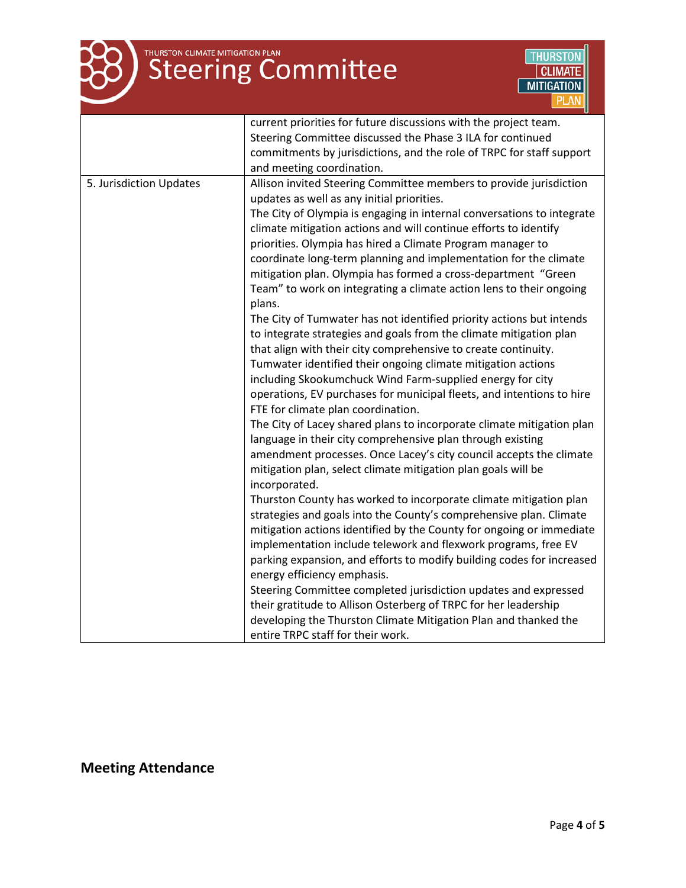| | |
|---|---|
| | current priorities for future discussions with the project team. Steering Committee discussed the Phase 3 ILA for continued commitments by jurisdictions, and the role of TRPC for staff support and meeting coordination. |
| 5. Jurisdiction Updates | Allison invited Steering Committee members to provide jurisdiction updates as well as any initial priorities.<br>The City of Olympia is engaging in internal conversations to integrate climate mitigation actions and will continue efforts to identify priorities. Olympia has hired a Climate Program manager to coordinate long-term planning and implementation for the climate mitigation plan. Olympia has formed a cross-department "Green Team" to work on integrating a climate action lens to their ongoing plans.<br>The City of Tumwater has not identified priority actions but intends to integrate strategies and goals from the climate mitigation plan that align with their city comprehensive to create continuity. Tumwater identified their ongoing climate mitigation actions including Skookumchuck Wind Farm-supplied energy for city operations, EV purchases for municipal fleets, and intentions to hire FTE for climate plan coordination.<br>The City of Lacey shared plans to incorporate climate mitigation plan language in their city comprehensive plan through existing amendment processes. Once Lacey's city council accepts the climate mitigation plan, select climate mitigation plan goals will be incorporated.<br>Thurston County has worked to incorporate climate mitigation plan strategies and goals into the County's comprehensive plan. Climate mitigation actions identified by the County for ongoing or immediate implementation include telework and flexwork programs, free EV parking expansion, and efforts to modify building codes for increased energy efficiency emphasis.<br>Steering Committee completed jurisdiction updates and expressed their gratitude to Allison Osterberg of TRPC for her leadership developing the Thurston Climate Mitigation Plan and thanked the entire TRPC staff for their work. |

## Meeting Attendance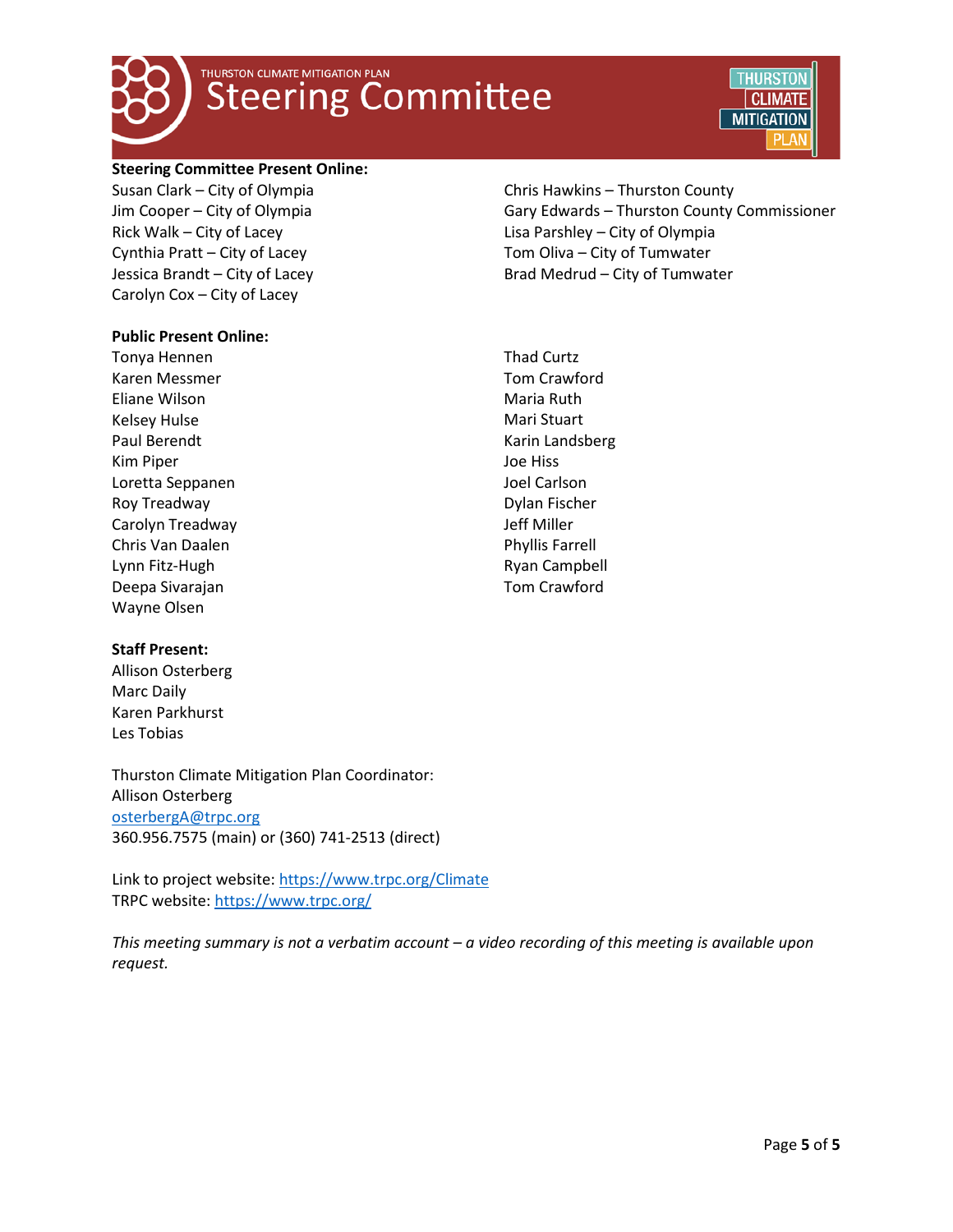**Steering Committee Present Online:**

Susan Clark – City of Olympia
Jim Cooper – City of Olympia
Rick Walk – City of Lacey
Cynthia Pratt – City of Lacey
Jessica Brandt – City of Lacey
Carolyn Cox – City of Lacey
Chris Hawkins – Thurston County
Gary Edwards – Thurston County Commissioner
Lisa Parshley – City of Olympia
Tom Oliva – City of Tumwater
Brad Medrud – City of Tumwater

**Public Present Online:**

Tonya Hennen
Karen Messmer
Eliane Wilson
Kelsey Hulse
Paul Berendt
Kim Piper
Loretta Seppanen
Roy Treadway
Carolyn Treadway
Chris Van Daalen
Lynn Fitz-Hugh
Deepa Sivarajan
Wayne Olsen
Thad Curtz
Tom Crawford
Maria Ruth
Mari Stuart
Karin Landsberg
Joe Hiss
Joel Carlson
Dylan Fischer
Jeff Miller
Phyllis Farrell
Ryan Campbell
Tom Crawford

**Staff Present:**

Allison Osterberg
Marc Daily
Karen Parkhurst
Les Tobias

Thurston Climate Mitigation Plan Coordinator:
Allison Osterberg
osterbergA@trpc.org
360.956.7575 (main) or (360) 741-2513 (direct)

Link to project website: https://www.trpc.org/Climate
TRPC website: https://www.trpc.org/

*This meeting summary is not a verbatim account – a video recording of this meeting is available upon request.*